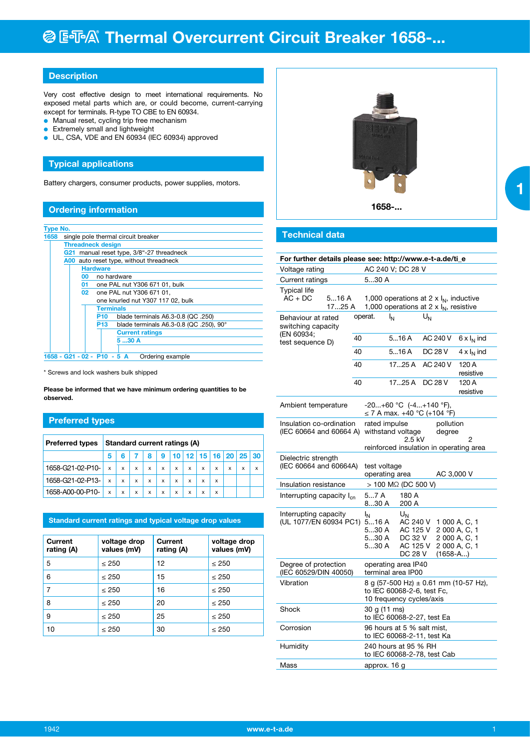# Thermal Overcurrent Circuit Breaker 1658-...

## Description

Very cost effective design to meet international requirements. No exposed metal parts which are, or could become, current-carrying except for terminals. R-type TO CBE to EN 60934.

- Manual reset, cycling trip free mechanism
- Extremely small and lightweight
- UL, CSA, VDE and EN 60934 (IEC 60934) approved

## Typical applications

Battery chargers, consumer products, power supplies, motors.

## Ordering information

**Type No.**
**1658** single pole thermal circuit breaker
- **Threadneck design**
  - **G21** manual reset type, 3/8"-27 threadneck
  - **A00** auto reset type, without threadneck
  - **Hardware**
    - **00** no hardware
    - **01** one PAL nut Y306 671 01, bulk
    - **02** one PAL nut Y306 671 01, one knurled nut Y307 117 02, bulk
    - **Terminals**
      - **P10** blade terminals A6.3-0.8 (QC .250)
      - **P13** blade terminals A6.3-0.8 (QC .250), 90°
      - **Current ratings**
        - **5 ...30 A**

**1658 - G21 - 02 - P10 - 5 A** Ordering example

\* Screws and lock washers bulk shipped

**Please be informed that we have minimum ordering quantities to be observed.**

## Preferred types

| Preferred types | Standard current ratings (A) | | | | | | | | | | | |
|---|---|---|---|---|---|---|---|---|---|---|---|---|
| | 5 | 6 | 7 | 8 | 9 | 10 | 12 | 15 | 16 | 20 | 25 | 30 |
| 1658-G21-02-P10- | x | x | x | x | x | x | x | x | x | x | x | x |
| 1658-G21-02-P13- | x | x | x | x | x | x | x | x | x | | | |
| 1658-A00-00-P10- | x | x | x | x | x | x | x | x | x | | | |

## Standard current ratings and typical voltage drop values

| Current rating (A) | voltage drop values (mV) | Current rating (A) | voltage drop values (mV) |
|---|---|---|---|
| 5 | ≤ 250 | 12 | ≤ 250 |
| 6 | ≤ 250 | 15 | ≤ 250 |
| 7 | ≤ 250 | 16 | ≤ 250 |
| 8 | ≤ 250 | 20 | ≤ 250 |
| 9 | ≤ 250 | 25 | ≤ 250 |
| 10 | ≤ 250 | 30 | ≤ 250 |

1658-...

## Technical data

**For further details please see: http://www.e-t-a.de/ti_e**

| | |
|---|---|
| Voltage rating | AC 240 V; DC 28 V |
| Current ratings | 5...30 A |
| Typical life AC + DC 5...16 A | 1,000 operations at 2 x $I_N$, inductive |
| 17...25 A | 1,000 operations at 2 x $I_N$, resistive |

| Behaviour at rated switching capacity (EN 60934; test sequence D) | operat. | $I_N$ | $U_N$ | |
|---|---|---|---|---|
| | 40 | 5...16 A | AC 240 V | 6 x $I_N$ ind |
| | 40 | 5...16 A | DC 28 V | 4 x $I_N$ ind |
| | 40 | 17...25 A | AC 240 V | 120 A resistive |
| | 40 | 17...25 A | DC 28 V | 120 A resistive |

| | |
|---|---|
| Ambient temperature | -20...+60 °C (-4...+140 °F), ≤ 7 A max. +40 °C (+104 °F) |
| Insulation co-ordination (IEC 60664 and 60664 A) | rated impulse withstand voltage 2.5 kV; pollution degree 2; reinforced insulation in operating area |
| Dielectric strength (IEC 60664 and 60664A) | test voltage operating area AC 3,000 V |
| Insulation resistance | > 100 MΩ (DC 500 V) |
| Interrupting capacity $I_{cn}$ | 5...7 A 180 A; 8...30 A 200 A |

| Interrupting capacity (UL 1077/EN 60934 PC1) | $I_N$ | $U_N$ | |
|---|---|---|---|
| | 5...16 A | AC 240 V | 1 000 A, C, 1 |
| | 5...30 A | AC 125 V | 2 000 A, C, 1 |
| | 5...30 A | DC 32 V | 2 000 A, C, 1 |
| | 5...30 A | AC 125 V | 2 000 A, C, 1 |
| | | DC 28 V | (1658-A...) |

| | |
|---|---|
| Degree of protection (IEC 60529/DIN 40050) | operating area IP40; terminal area IP00 |
| Vibration | 8 g (57-500 Hz) ± 0.61 mm (10-57 Hz), to IEC 60068-2-6, test Fc, 10 frequency cycles/axis |
| Shock | 30 g (11 ms) to IEC 60068-2-27, test Ea |
| Corrosion | 96 hours at 5 % salt mist, to IEC 60068-2-11, test Ka |
| Humidity | 240 hours at 95 % RH to IEC 60068-2-78, test Cab |
| Mass | approx. 16 g |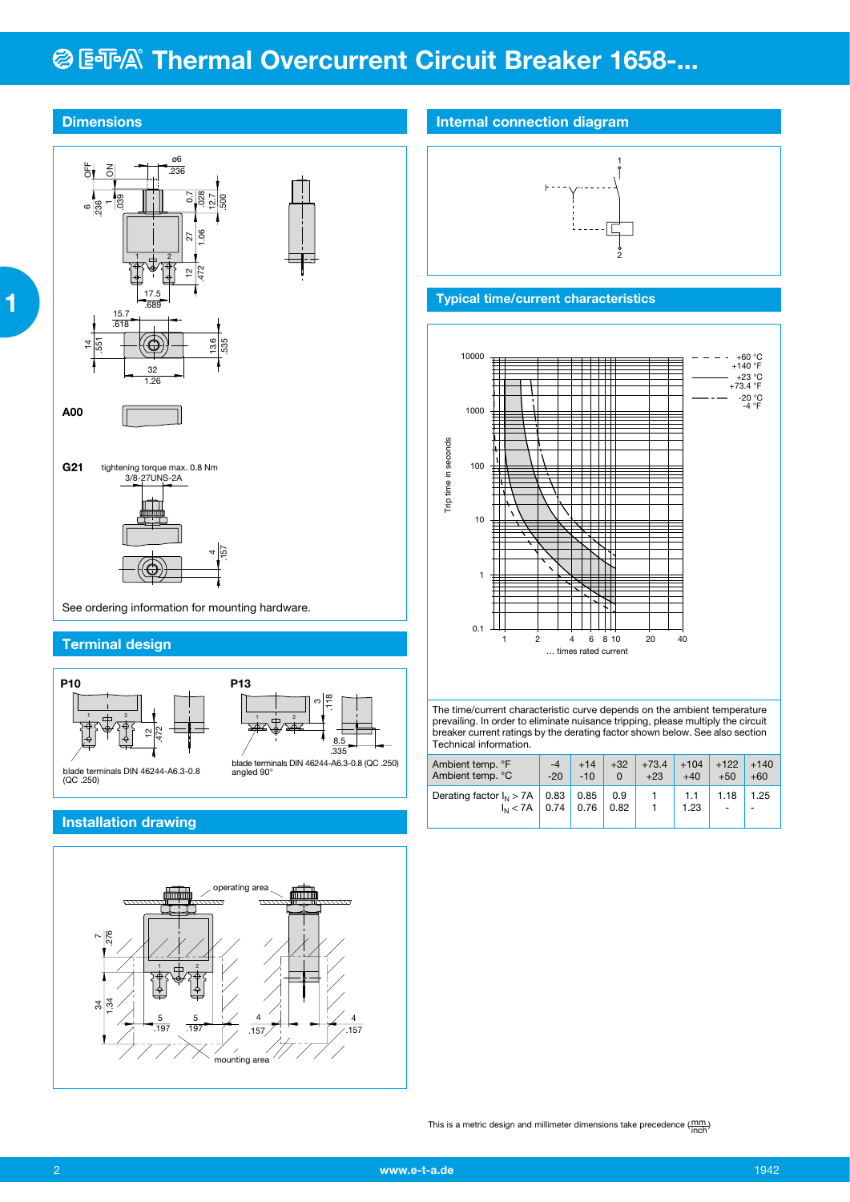# Thermal Overcurrent Circuit Breaker 1658-...

## Dimensions

A00

G21 tightening torque max. 0.8 Nm 3/8-27UNS-2A

See ordering information for mounting hardware.

## Terminal design

**P10**

blade terminals DIN 46244-A6.3-0.8 (QC .250)

**P13**

blade terminals DIN 46244-A6.3-0.8 (QC .250) angled 90°

## Installation drawing

operating area

mounting area

## Internal connection diagram

## Typical time/current characteristics

Trip time in seconds

... times rated current

- - - +60 °C +140 °F
— +23 °C +73.4 °F
-·- -20 °C -4 °F

The time/current characteristic curve depends on the ambient temperature prevailing. In order to eliminate nuisance tripping, please multiply the circuit breaker current ratings by the derating factor shown below. See also section Technical information.

| Ambient temp. °F<br>Ambient temp. °C | -4<br>-20 | +14<br>-10 | +32<br>0 | +73.4<br>+23 | +104<br>+40 | +122<br>+50 | +140<br>+60 |
|---|---|---|---|---|---|---|---|
| Derating factor $I_N$ > 7A<br>$I_N$ < 7A | 0.83<br>0.74 | 0.85<br>0.76 | 0.9<br>0.82 | 1<br>1 | 1.1<br>1.23 | 1.18<br>- | 1.25<br>- |

This is a metric design and millimeter dimensions take precedence ($\frac{mm}{inch}$)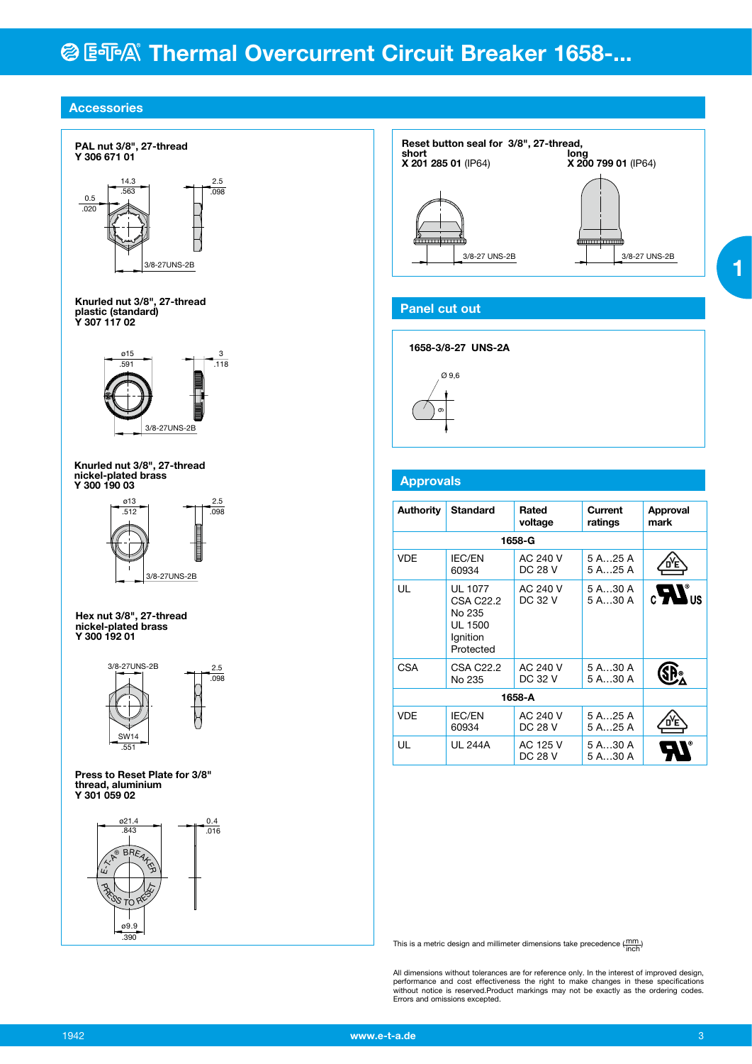# Thermal Overcurrent Circuit Breaker 1658-...

## Accessories

**PAL nut 3/8", 27-thread**
**Y 306 671 01**

14.3
.563
0.5
.020
2.5
.098
3/8-27UNS-2B

**Knurled nut 3/8", 27-thread plastic (standard)**
**Y 307 117 02**

ø15
.591
3
.118
3/8-27UNS-2B

**Knurled nut 3/8", 27-thread nickel-plated brass**
**Y 300 190 03**

ø13
.512
2.5
.098
3/8-27UNS-2B

**Hex nut 3/8", 27-thread nickel-plated brass**
**Y 300 192 01**

3/8-27UNS-2B
2.5
.098
SW14
.551

**Press to Reset Plate for 3/8" thread, aluminium**
**Y 301 059 02**

ø21.4
.843
0.4
.016
ø9.9
.390

**Reset button seal for 3/8", 27-thread,**

**short**
**X 201 285 01** (IP64)

**long**
**X 200 799 01** (IP64)

3/8-27 UNS-2B
3/8-27 UNS-2B

## Panel cut out

**1658-3/8-27 UNS-2A**

Ø 9,6
9

## Approvals

| Authority | Standard | Rated voltage | Current ratings | Approval mark |
|---|---|---|---|---|
| | | **1658-G** | | |
| VDE | IEC/EN 60934 | AC 240 V<br>DC 28 V | 5 A…25 A<br>5 A…25 A | |
| UL | UL 1077<br>CSA C22.2 No 235<br>UL 1500 Ignition Protected | AC 240 V<br>DC 32 V | 5 A…30 A<br>5 A…30 A | |
| CSA | CSA C22.2 No 235 | AC 240 V<br>DC 32 V | 5 A…30 A<br>5 A…30 A | |
| | | **1658-A** | | |
| VDE | IEC/EN 60934 | AC 240 V<br>DC 28 V | 5 A…25 A<br>5 A…25 A | |
| UL | UL 244A | AC 125 V<br>DC 28 V | 5 A…30 A<br>5 A…30 A | |

This is a metric design and millimeter dimensions take precedence (mm/inch)

All dimensions without tolerances are for reference only. In the interest of improved design, performance and cost effectiveness the right to make changes in these specifications without notice is reserved.Product markings may not be exactly as the ordering codes. Errors and omissions excepted.